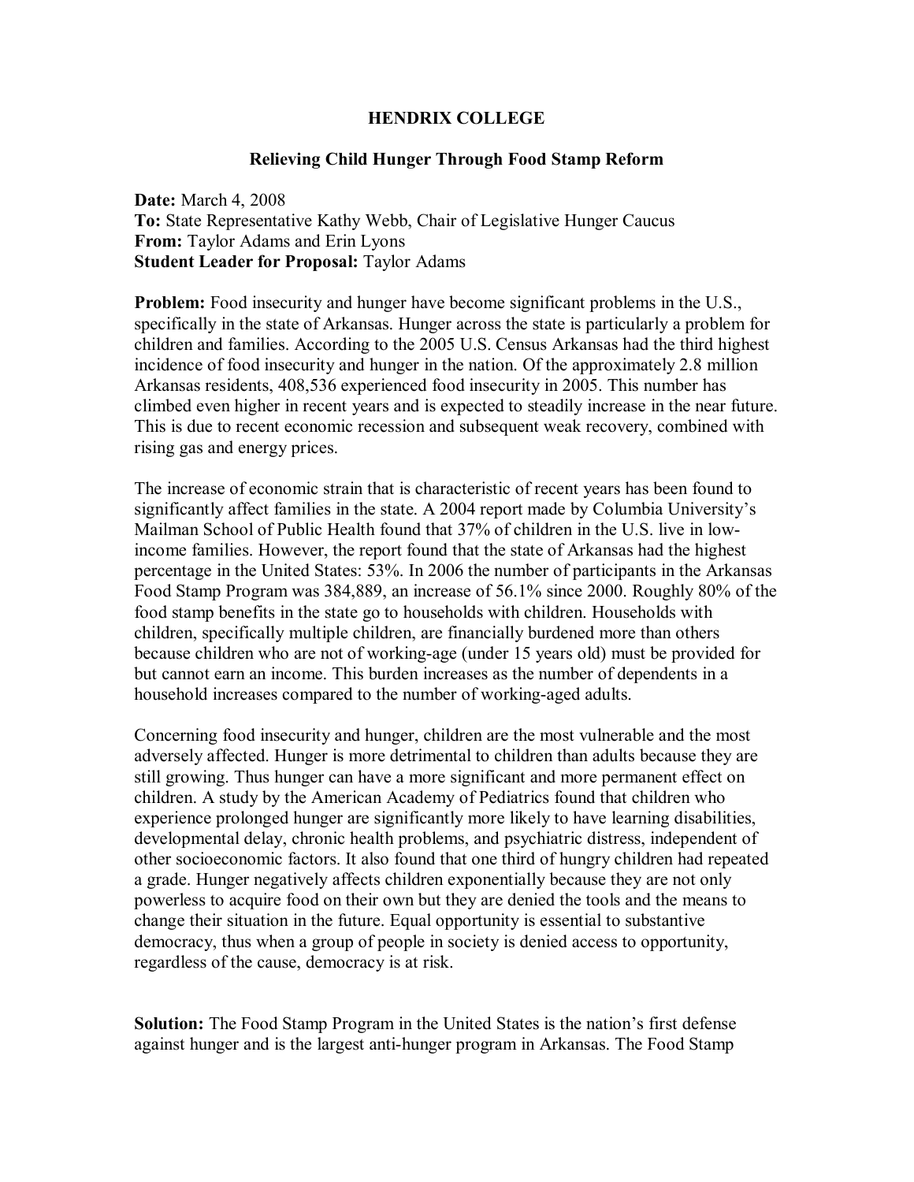# HENDRIX COLLEGE

## Relieving Child Hunger Through Food Stamp Reform

**Date:** March 4, 2008
**To:** State Representative Kathy Webb, Chair of Legislative Hunger Caucus
**From:** Taylor Adams and Erin Lyons
**Student Leader for Proposal:** Taylor Adams

**Problem:** Food insecurity and hunger have become significant problems in the U.S., specifically in the state of Arkansas. Hunger across the state is particularly a problem for children and families. According to the 2005 U.S. Census Arkansas had the third highest incidence of food insecurity and hunger in the nation. Of the approximately 2.8 million Arkansas residents, 408,536 experienced food insecurity in 2005. This number has climbed even higher in recent years and is expected to steadily increase in the near future. This is due to recent economic recession and subsequent weak recovery, combined with rising gas and energy prices.

The increase of economic strain that is characteristic of recent years has been found to significantly affect families in the state. A 2004 report made by Columbia University's Mailman School of Public Health found that 37% of children in the U.S. live in low-income families. However, the report found that the state of Arkansas had the highest percentage in the United States: 53%. In 2006 the number of participants in the Arkansas Food Stamp Program was 384,889, an increase of 56.1% since 2000. Roughly 80% of the food stamp benefits in the state go to households with children. Households with children, specifically multiple children, are financially burdened more than others because children who are not of working-age (under 15 years old) must be provided for but cannot earn an income. This burden increases as the number of dependents in a household increases compared to the number of working-aged adults.

Concerning food insecurity and hunger, children are the most vulnerable and the most adversely affected. Hunger is more detrimental to children than adults because they are still growing. Thus hunger can have a more significant and more permanent effect on children. A study by the American Academy of Pediatrics found that children who experience prolonged hunger are significantly more likely to have learning disabilities, developmental delay, chronic health problems, and psychiatric distress, independent of other socioeconomic factors. It also found that one third of hungry children had repeated a grade. Hunger negatively affects children exponentially because they are not only powerless to acquire food on their own but they are denied the tools and the means to change their situation in the future. Equal opportunity is essential to substantive democracy, thus when a group of people in society is denied access to opportunity, regardless of the cause, democracy is at risk.

**Solution:** The Food Stamp Program in the United States is the nation's first defense against hunger and is the largest anti-hunger program in Arkansas. The Food Stamp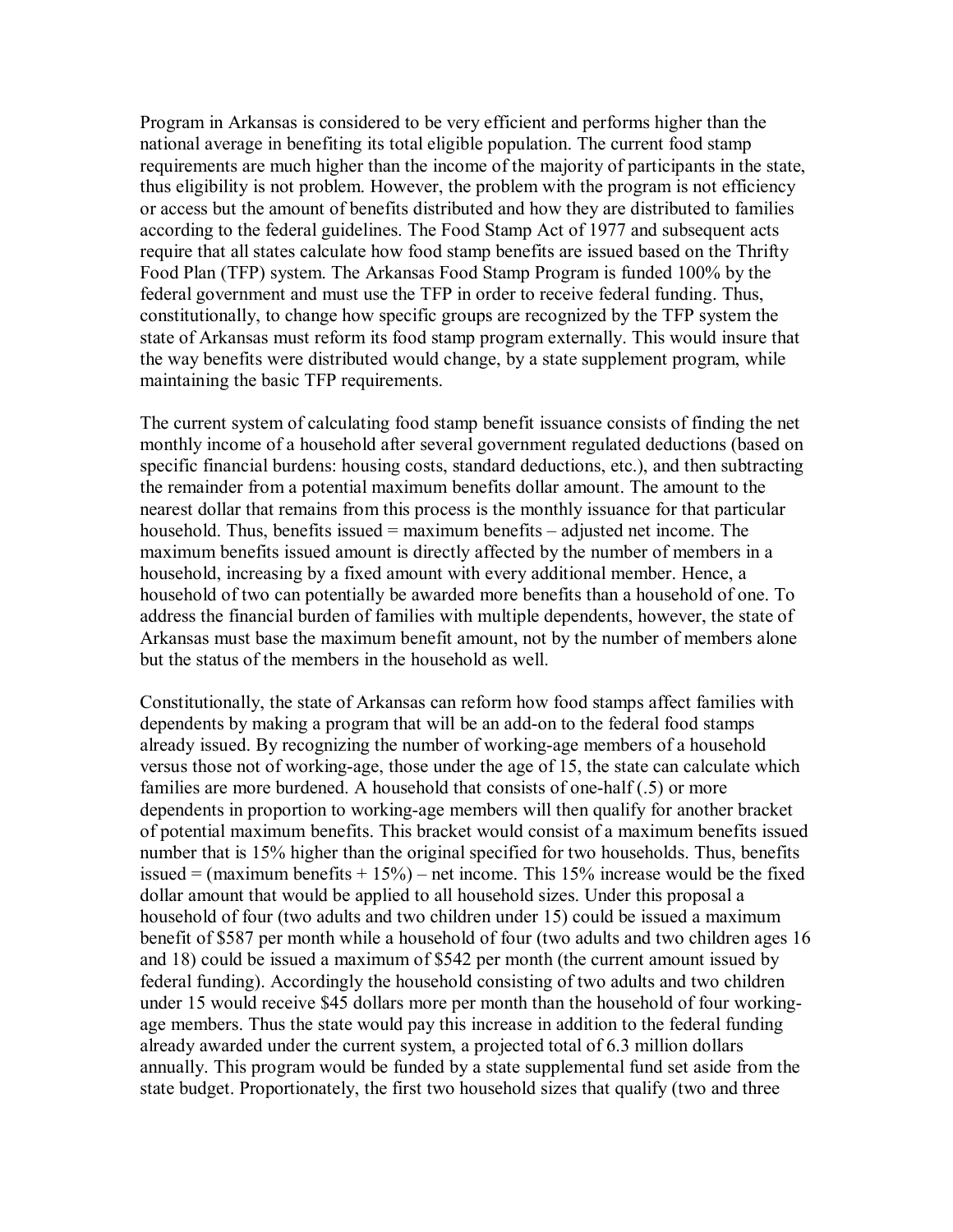Program in Arkansas is considered to be very efficient and performs higher than the national average in benefiting its total eligible population. The current food stamp requirements are much higher than the income of the majority of participants in the state, thus eligibility is not problem. However, the problem with the program is not efficiency or access but the amount of benefits distributed and how they are distributed to families according to the federal guidelines. The Food Stamp Act of 1977 and subsequent acts require that all states calculate how food stamp benefits are issued based on the Thrifty Food Plan (TFP) system. The Arkansas Food Stamp Program is funded 100% by the federal government and must use the TFP in order to receive federal funding. Thus, constitutionally, to change how specific groups are recognized by the TFP system the state of Arkansas must reform its food stamp program externally. This would insure that the way benefits were distributed would change, by a state supplement program, while maintaining the basic TFP requirements.

The current system of calculating food stamp benefit issuance consists of finding the net monthly income of a household after several government regulated deductions (based on specific financial burdens: housing costs, standard deductions, etc.), and then subtracting the remainder from a potential maximum benefits dollar amount. The amount to the nearest dollar that remains from this process is the monthly issuance for that particular household. Thus, benefits issued = maximum benefits – adjusted net income. The maximum benefits issued amount is directly affected by the number of members in a household, increasing by a fixed amount with every additional member. Hence, a household of two can potentially be awarded more benefits than a household of one. To address the financial burden of families with multiple dependents, however, the state of Arkansas must base the maximum benefit amount, not by the number of members alone but the status of the members in the household as well.

Constitutionally, the state of Arkansas can reform how food stamps affect families with dependents by making a program that will be an add-on to the federal food stamps already issued. By recognizing the number of working-age members of a household versus those not of working-age, those under the age of 15, the state can calculate which families are more burdened. A household that consists of one-half (.5) or more dependents in proportion to working-age members will then qualify for another bracket of potential maximum benefits. This bracket would consist of a maximum benefits issued number that is 15% higher than the original specified for two households. Thus, benefits issued = (maximum benefits + 15%) – net income. This 15% increase would be the fixed dollar amount that would be applied to all household sizes. Under this proposal a household of four (two adults and two children under 15) could be issued a maximum benefit of $587 per month while a household of four (two adults and two children ages 16 and 18) could be issued a maximum of $542 per month (the current amount issued by federal funding). Accordingly the household consisting of two adults and two children under 15 would receive $45 dollars more per month than the household of four working-age members. Thus the state would pay this increase in addition to the federal funding already awarded under the current system, a projected total of 6.3 million dollars annually. This program would be funded by a state supplemental fund set aside from the state budget. Proportionately, the first two household sizes that qualify (two and three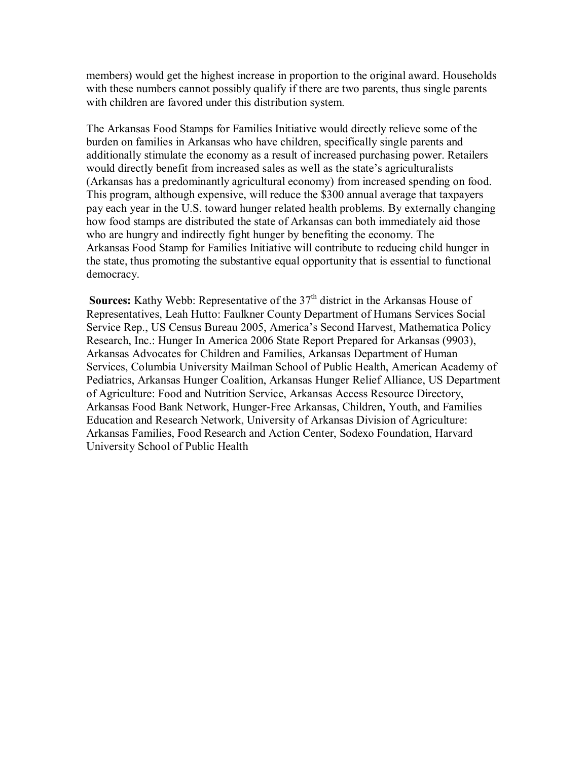members) would get the highest increase in proportion to the original award. Households with these numbers cannot possibly qualify if there are two parents, thus single parents with children are favored under this distribution system.

The Arkansas Food Stamps for Families Initiative would directly relieve some of the burden on families in Arkansas who have children, specifically single parents and additionally stimulate the economy as a result of increased purchasing power. Retailers would directly benefit from increased sales as well as the state's agriculturalists (Arkansas has a predominantly agricultural economy) from increased spending on food. This program, although expensive, will reduce the $300 annual average that taxpayers pay each year in the U.S. toward hunger related health problems. By externally changing how food stamps are distributed the state of Arkansas can both immediately aid those who are hungry and indirectly fight hunger by benefiting the economy. The Arkansas Food Stamp for Families Initiative will contribute to reducing child hunger in the state, thus promoting the substantive equal opportunity that is essential to functional democracy.

**Sources:** Kathy Webb: Representative of the 37th district in the Arkansas House of Representatives, Leah Hutto: Faulkner County Department of Humans Services Social Service Rep., US Census Bureau 2005, America's Second Harvest, Mathematica Policy Research, Inc.: Hunger In America 2006 State Report Prepared for Arkansas (9903), Arkansas Advocates for Children and Families, Arkansas Department of Human Services, Columbia University Mailman School of Public Health, American Academy of Pediatrics, Arkansas Hunger Coalition, Arkansas Hunger Relief Alliance, US Department of Agriculture: Food and Nutrition Service, Arkansas Access Resource Directory, Arkansas Food Bank Network, Hunger-Free Arkansas, Children, Youth, and Families Education and Research Network, University of Arkansas Division of Agriculture: Arkansas Families, Food Research and Action Center, Sodexo Foundation, Harvard University School of Public Health